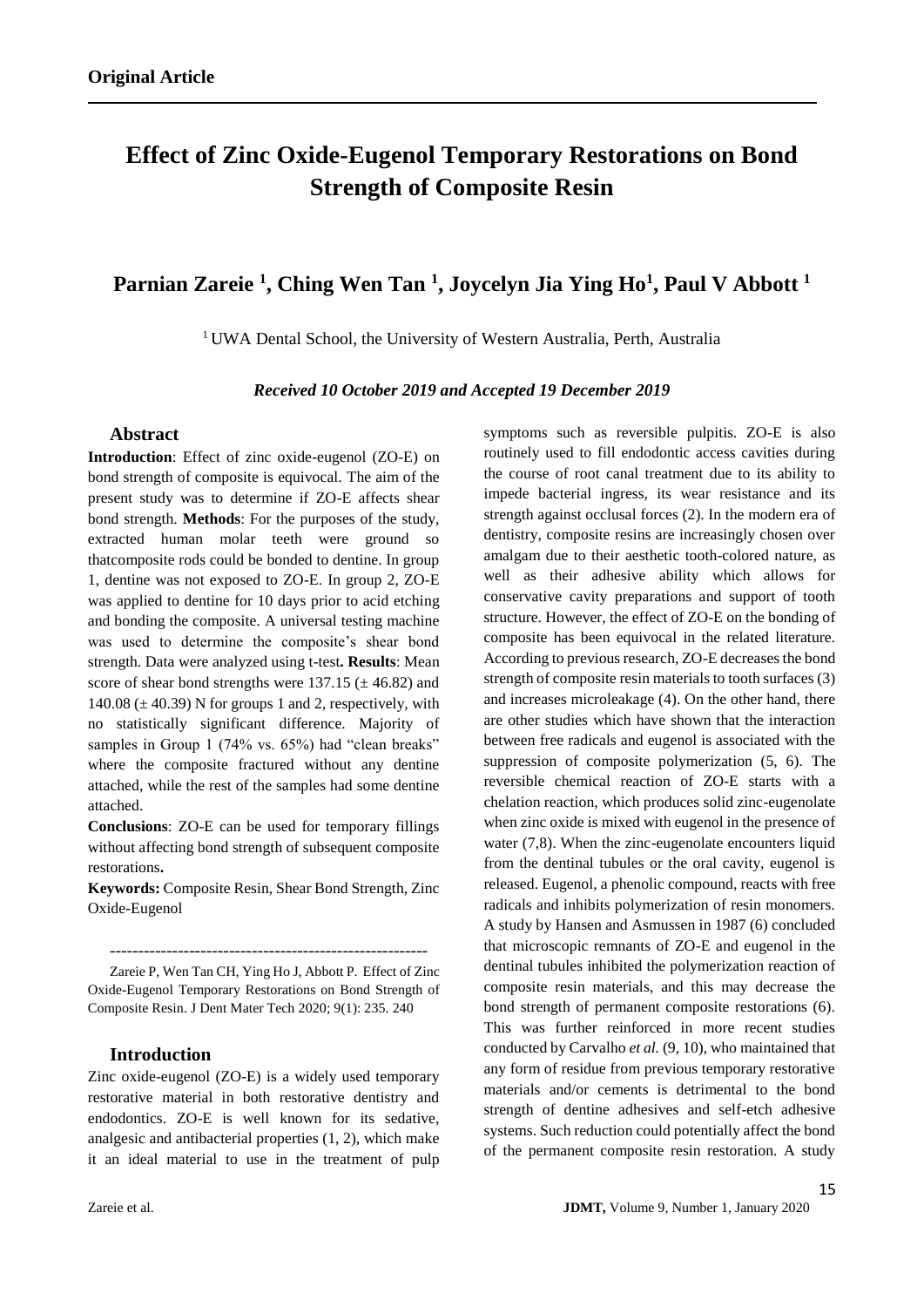**Original Article**

# Effect of Zinc Oxide-Eugenol Temporary Restorations on Bond Strength of Composite Resin

## Parnian Zareie [1], Ching Wen Tan [1], Joycelyn Jia Ying Ho[1], Paul V Abbott [1]

[1] UWA Dental School, the University of Western Australia, Perth, Australia

***Received 10 October 2019 and Accepted 19 December 2019***

### Abstract

**Introduction**: Effect of zinc oxide-eugenol (ZO-E) on bond strength of composite is equivocal. The aim of the present study was to determine if ZO-E affects shear bond strength. **Methods**: For the purposes of the study, extracted human molar teeth were ground so thatcomposite rods could be bonded to dentine. In group 1, dentine was not exposed to ZO-E. In group 2, ZO-E was applied to dentine for 10 days prior to acid etching and bonding the composite. A universal testing machine was used to determine the composite's shear bond strength. Data were analyzed using t-test**. Results**: Mean score of shear bond strengths were 137.15 (± 46.82) and 140.08 (± 40.39) N for groups 1 and 2, respectively, with no statistically significant difference. Majority of samples in Group 1 (74% vs. 65%) had "clean breaks" where the composite fractured without any dentine attached, while the rest of the samples had some dentine attached.

**Conclusions**: ZO-E can be used for temporary fillings without affecting bond strength of subsequent composite restorations**.**

**Keywords:** Composite Resin, Shear Bond Strength, Zinc Oxide-Eugenol

---

Zareie P, Wen Tan CH, Ying Ho J, Abbott P. Effect of Zinc Oxide-Eugenol Temporary Restorations on Bond Strength of Composite Resin. J Dent Mater Tech 2020; 9(1): 235. 240

### Introduction

Zinc oxide-eugenol (ZO-E) is a widely used temporary restorative material in both restorative dentistry and endodontics. ZO-E is well known for its sedative, analgesic and antibacterial properties (1, 2), which make it an ideal material to use in the treatment of pulp symptoms such as reversible pulpitis. ZO-E is also routinely used to fill endodontic access cavities during the course of root canal treatment due to its ability to impede bacterial ingress, its wear resistance and its strength against occlusal forces (2). In the modern era of dentistry, composite resins are increasingly chosen over amalgam due to their aesthetic tooth-colored nature, as well as their adhesive ability which allows for conservative cavity preparations and support of tooth structure. However, the effect of ZO-E on the bonding of composite has been equivocal in the related literature. According to previous research, ZO-E decreases the bond strength of composite resin materials to tooth surfaces (3) and increases microleakage (4). On the other hand, there are other studies which have shown that the interaction between free radicals and eugenol is associated with the suppression of composite polymerization (5, 6). The reversible chemical reaction of ZO-E starts with a chelation reaction, which produces solid zinc-eugenolate when zinc oxide is mixed with eugenol in the presence of water (7,8). When the zinc-eugenolate encounters liquid from the dentinal tubules or the oral cavity, eugenol is released. Eugenol, a phenolic compound, reacts with free radicals and inhibits polymerization of resin monomers. A study by Hansen and Asmussen in 1987 (6) concluded that microscopic remnants of ZO-E and eugenol in the dentinal tubules inhibited the polymerization reaction of composite resin materials, and this may decrease the bond strength of permanent composite restorations (6). This was further reinforced in more recent studies conducted by Carvalho *et al.* (9, 10), who maintained that any form of residue from previous temporary restorative materials and/or cements is detrimental to the bond strength of dentine adhesives and self-etch adhesive systems. Such reduction could potentially affect the bond of the permanent composite resin restoration. A study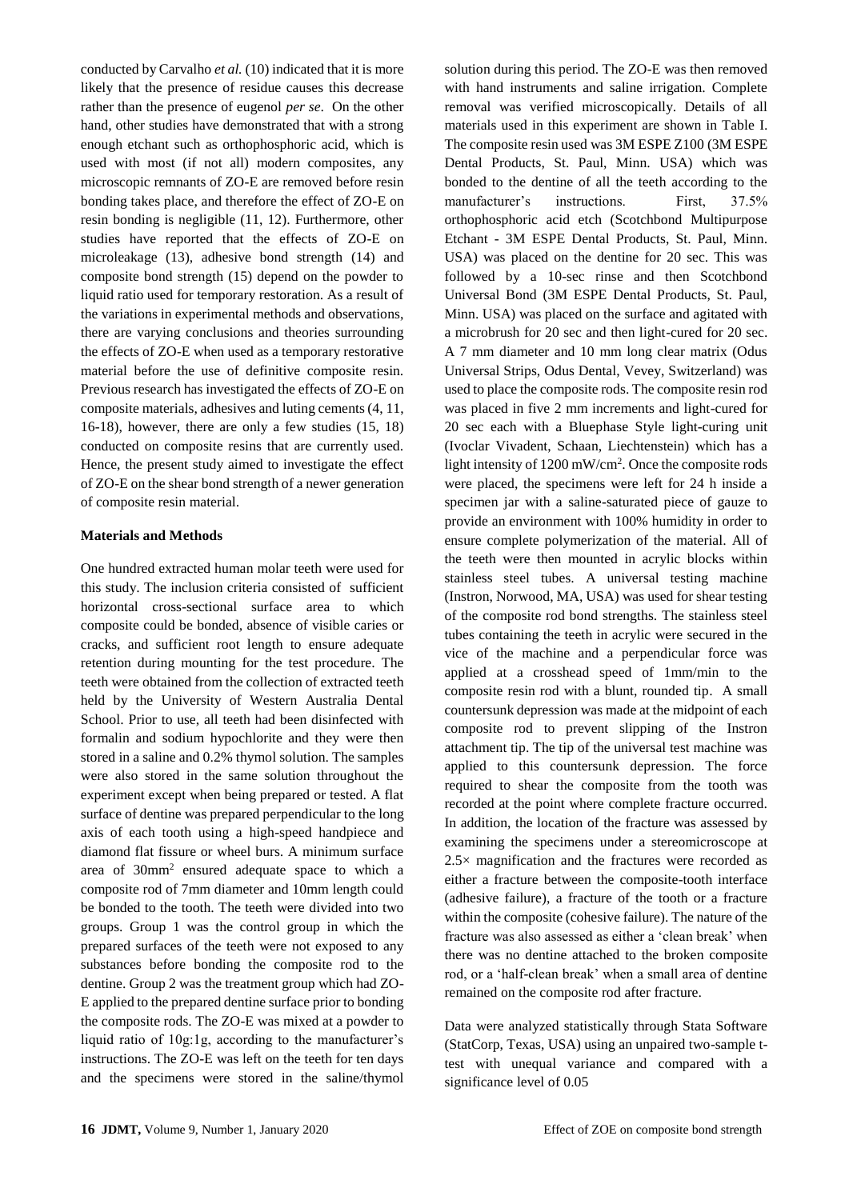conducted by Carvalho *et al.* (10) indicated that it is more likely that the presence of residue causes this decrease rather than the presence of eugenol *per se*. On the other hand, other studies have demonstrated that with a strong enough etchant such as orthophosphoric acid, which is used with most (if not all) modern composites, any microscopic remnants of ZO-E are removed before resin bonding takes place, and therefore the effect of ZO-E on resin bonding is negligible (11, 12). Furthermore, other studies have reported that the effects of ZO-E on microleakage (13), adhesive bond strength (14) and composite bond strength (15) depend on the powder to liquid ratio used for temporary restoration. As a result of the variations in experimental methods and observations, there are varying conclusions and theories surrounding the effects of ZO-E when used as a temporary restorative material before the use of definitive composite resin. Previous research has investigated the effects of ZO-E on composite materials, adhesives and luting cements (4, 11, 16-18), however, there are only a few studies (15, 18) conducted on composite resins that are currently used. Hence, the present study aimed to investigate the effect of ZO-E on the shear bond strength of a newer generation of composite resin material.

**Materials and Methods**

One hundred extracted human molar teeth were used for this study. The inclusion criteria consisted of sufficient horizontal cross-sectional surface area to which composite could be bonded, absence of visible caries or cracks, and sufficient root length to ensure adequate retention during mounting for the test procedure. The teeth were obtained from the collection of extracted teeth held by the University of Western Australia Dental School. Prior to use, all teeth had been disinfected with formalin and sodium hypochlorite and they were then stored in a saline and 0.2% thymol solution. The samples were also stored in the same solution throughout the experiment except when being prepared or tested. A flat surface of dentine was prepared perpendicular to the long axis of each tooth using a high-speed handpiece and diamond flat fissure or wheel burs. A minimum surface area of 30mm$^2$ ensured adequate space to which a composite rod of 7mm diameter and 10mm length could be bonded to the tooth. The teeth were divided into two groups. Group 1 was the control group in which the prepared surfaces of the teeth were not exposed to any substances before bonding the composite rod to the dentine. Group 2 was the treatment group which had ZO-E applied to the prepared dentine surface prior to bonding the composite rods. The ZO-E was mixed at a powder to liquid ratio of 10g:1g, according to the manufacturer's instructions. The ZO-E was left on the teeth for ten days and the specimens were stored in the saline/thymol solution during this period. The ZO-E was then removed with hand instruments and saline irrigation. Complete removal was verified microscopically. Details of all materials used in this experiment are shown in Table I. The composite resin used was 3M ESPE Z100 (3M ESPE Dental Products, St. Paul, Minn. USA) which was bonded to the dentine of all the teeth according to the manufacturer's instructions. First, 37.5% orthophosphoric acid etch (Scotchbond Multipurpose Etchant - 3M ESPE Dental Products, St. Paul, Minn. USA) was placed on the dentine for 20 sec. This was followed by a 10-sec rinse and then Scotchbond Universal Bond (3M ESPE Dental Products, St. Paul, Minn. USA) was placed on the surface and agitated with a microbrush for 20 sec and then light-cured for 20 sec. A 7 mm diameter and 10 mm long clear matrix (Odus Universal Strips, Odus Dental, Vevey, Switzerland) was used to place the composite rods. The composite resin rod was placed in five 2 mm increments and light-cured for 20 sec each with a Bluephase Style light-curing unit (Ivoclar Vivadent, Schaan, Liechtenstein) which has a light intensity of 1200 mW/cm$^2$. Once the composite rods were placed, the specimens were left for 24 h inside a specimen jar with a saline-saturated piece of gauze to provide an environment with 100% humidity in order to ensure complete polymerization of the material. All of the teeth were then mounted in acrylic blocks within stainless steel tubes. A universal testing machine (Instron, Norwood, MA, USA) was used for shear testing of the composite rod bond strengths. The stainless steel tubes containing the teeth in acrylic were secured in the vice of the machine and a perpendicular force was applied at a crosshead speed of 1mm/min to the composite resin rod with a blunt, rounded tip. A small countersunk depression was made at the midpoint of each composite rod to prevent slipping of the Instron attachment tip. The tip of the universal test machine was applied to this countersunk depression. The force required to shear the composite from the tooth was recorded at the point where complete fracture occurred. In addition, the location of the fracture was assessed by examining the specimens under a stereomicroscope at 2.5× magnification and the fractures were recorded as either a fracture between the composite-tooth interface (adhesive failure), a fracture of the tooth or a fracture within the composite (cohesive failure). The nature of the fracture was also assessed as either a 'clean break' when there was no dentine attached to the broken composite rod, or a 'half-clean break' when a small area of dentine remained on the composite rod after fracture.

Data were analyzed statistically through Stata Software (StatCorp, Texas, USA) using an unpaired two-sample t-test with unequal variance and compared with a significance level of 0.05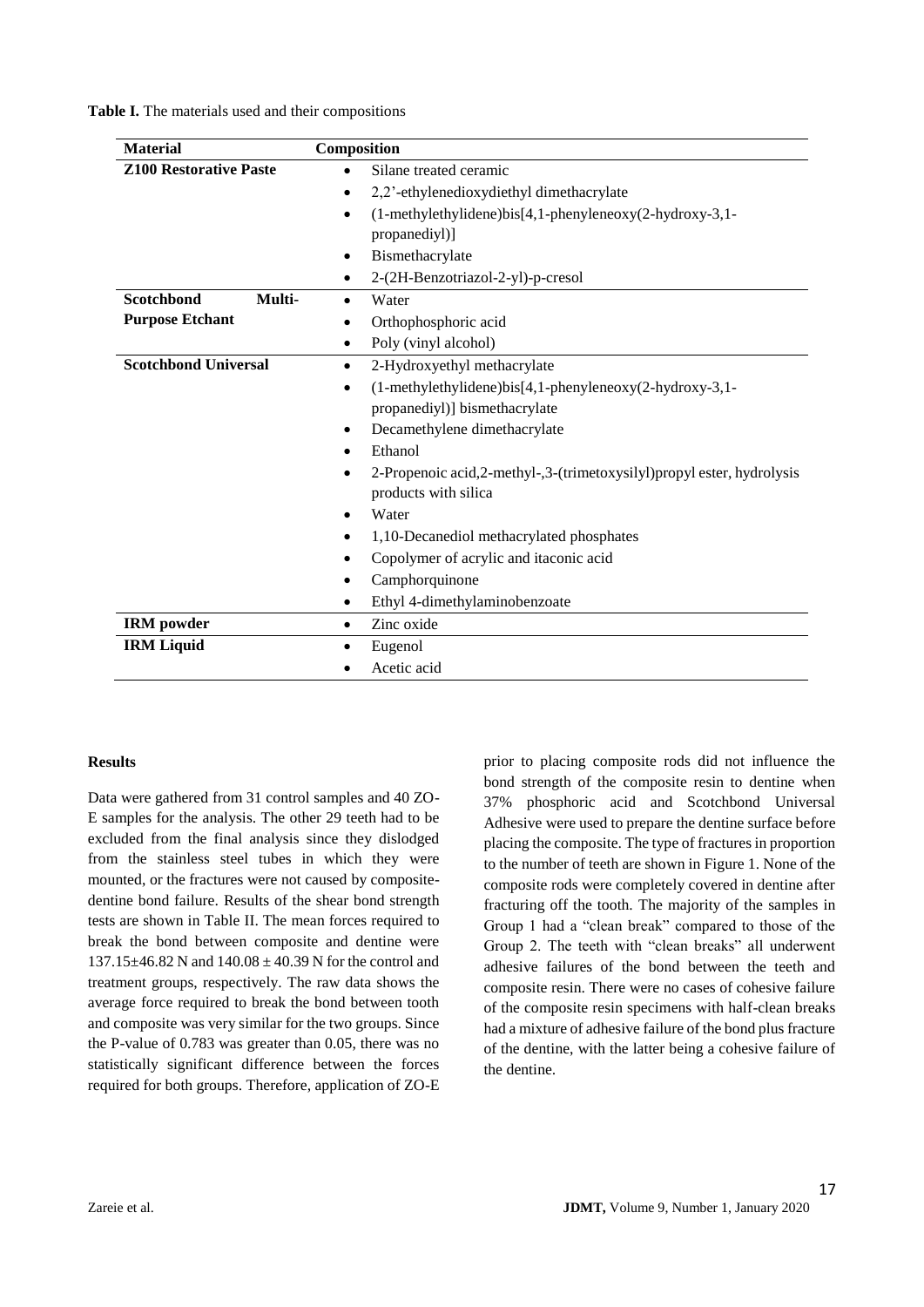**Table I.** The materials used and their compositions

| Material | Composition |
|---|---|
| **Z100 Restorative Paste** | • Silane treated ceramic<br>• 2,2'-ethylenedioxydiethyl dimethacrylate<br>• (1-methylethylidene)bis[4,1-phenyleneoxy(2-hydroxy-3,1-propanediyl)]<br>• Bismethacrylate<br>• 2-(2H-Benzotriazol-2-yl)-p-cresol |
| **Scotchbond Multi-Purpose Etchant** | • Water<br>• Orthophosphoric acid<br>• Poly (vinyl alcohol) |
| **Scotchbond Universal** | • 2-Hydroxyethyl methacrylate<br>• (1-methylethylidene)bis[4,1-phenyleneoxy(2-hydroxy-3,1-propanediyl)] bismethacrylate<br>• Decamethylene dimethacrylate<br>• Ethanol<br>• 2-Propenoic acid,2-methyl-,3-(trimetoxysilyl)propyl ester, hydrolysis products with silica<br>• Water<br>• 1,10-Decanediol methacrylated phosphates<br>• Copolymer of acrylic and itaconic acid<br>• Camphorquinone<br>• Ethyl 4-dimethylaminobenzoate |
| **IRM powder** | • Zinc oxide |
| **IRM Liquid** | • Eugenol<br>• Acetic acid |

## Results

Data were gathered from 31 control samples and 40 ZO-E samples for the analysis. The other 29 teeth had to be excluded from the final analysis since they dislodged from the stainless steel tubes in which they were mounted, or the fractures were not caused by composite-dentine bond failure. Results of the shear bond strength tests are shown in Table II. The mean forces required to break the bond between composite and dentine were 137.15±46.82 N and 140.08 ± 40.39 N for the control and treatment groups, respectively. The raw data shows the average force required to break the bond between tooth and composite was very similar for the two groups. Since the P-value of 0.783 was greater than 0.05, there was no statistically significant difference between the forces required for both groups. Therefore, application of ZO-E prior to placing composite rods did not influence the bond strength of the composite resin to dentine when 37% phosphoric acid and Scotchbond Universal Adhesive were used to prepare the dentine surface before placing the composite. The type of fractures in proportion to the number of teeth are shown in Figure 1. None of the composite rods were completely covered in dentine after fracturing off the tooth. The majority of the samples in Group 1 had a "clean break" compared to those of the Group 2. The teeth with "clean breaks" all underwent adhesive failures of the bond between the teeth and composite resin. There were no cases of cohesive failure of the composite resin specimens with half-clean breaks had a mixture of adhesive failure of the bond plus fracture of the dentine, with the latter being a cohesive failure of the dentine.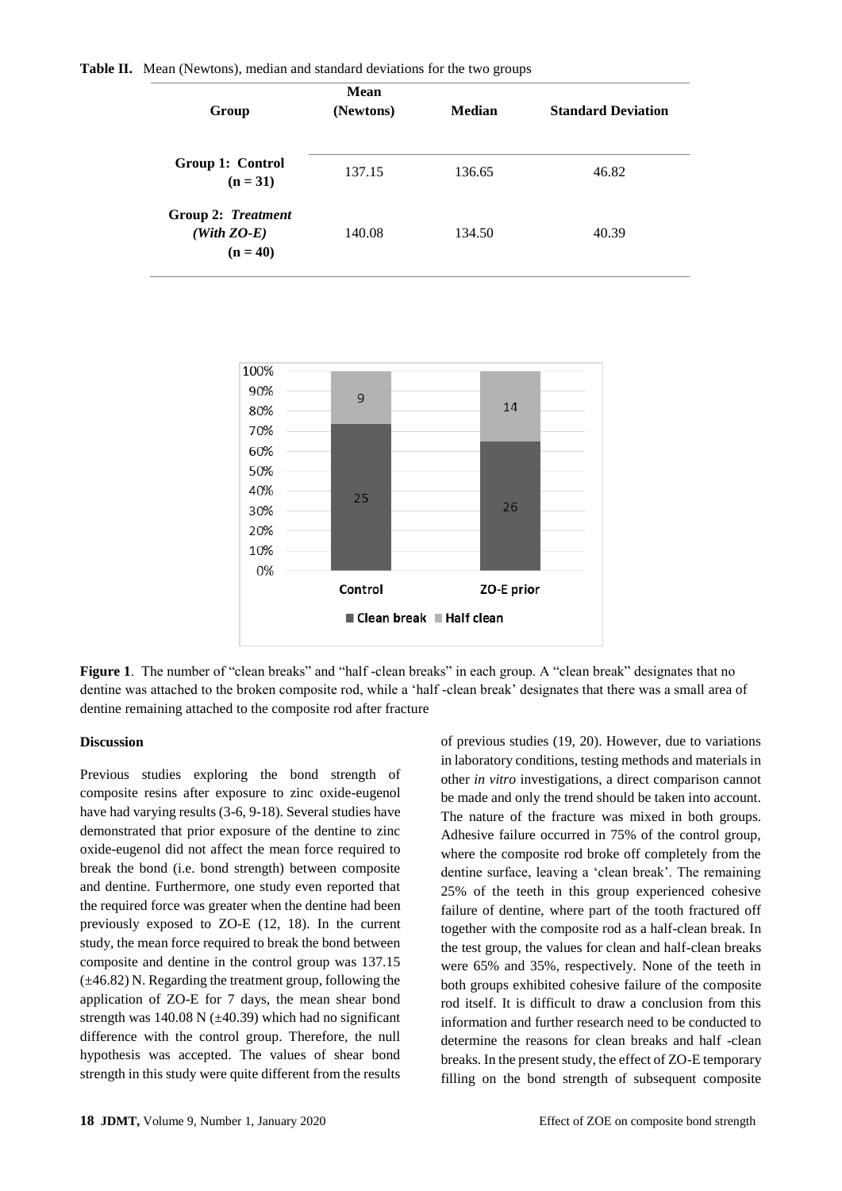**Table II.** Mean (Newtons), median and standard deviations for the two groups

| Group | Mean (Newtons) | Median | Standard Deviation |
|---|---|---|---|
| **Group 1: Control (n = 31)** | 137.15 | 136.65 | 46.82 |
| **Group 2: *Treatment (With ZO-E)* (n = 40)** | 140.08 | 134.50 | 40.39 |

**Figure 1**. The number of "clean breaks" and "half -clean breaks" in each group. A "clean break" designates that no dentine was attached to the broken composite rod, while a 'half -clean break' designates that there was a small area of dentine remaining attached to the composite rod after fracture

### Discussion

Previous studies exploring the bond strength of composite resins after exposure to zinc oxide-eugenol have had varying results (3-6, 9-18). Several studies have demonstrated that prior exposure of the dentine to zinc oxide-eugenol did not affect the mean force required to break the bond (i.e. bond strength) between composite and dentine. Furthermore, one study even reported that the required force was greater when the dentine had been previously exposed to ZO-E (12, 18). In the current study, the mean force required to break the bond between composite and dentine in the control group was 137.15 (±46.82) N. Regarding the treatment group, following the application of ZO-E for 7 days, the mean shear bond strength was 140.08 N (±40.39) which had no significant difference with the control group. Therefore, the null hypothesis was accepted. The values of shear bond strength in this study were quite different from the results of previous studies (19, 20). However, due to variations in laboratory conditions, testing methods and materials in other *in vitro* investigations, a direct comparison cannot be made and only the trend should be taken into account. The nature of the fracture was mixed in both groups. Adhesive failure occurred in 75% of the control group, where the composite rod broke off completely from the dentine surface, leaving a 'clean break'. The remaining 25% of the teeth in this group experienced cohesive failure of dentine, where part of the tooth fractured off together with the composite rod as a half-clean break. In the test group, the values for clean and half-clean breaks were 65% and 35%, respectively. None of the teeth in both groups exhibited cohesive failure of the composite rod itself. It is difficult to draw a conclusion from this information and further research need to be conducted to determine the reasons for clean breaks and half -clean breaks. In the present study, the effect of ZO-E temporary filling on the bond strength of subsequent composite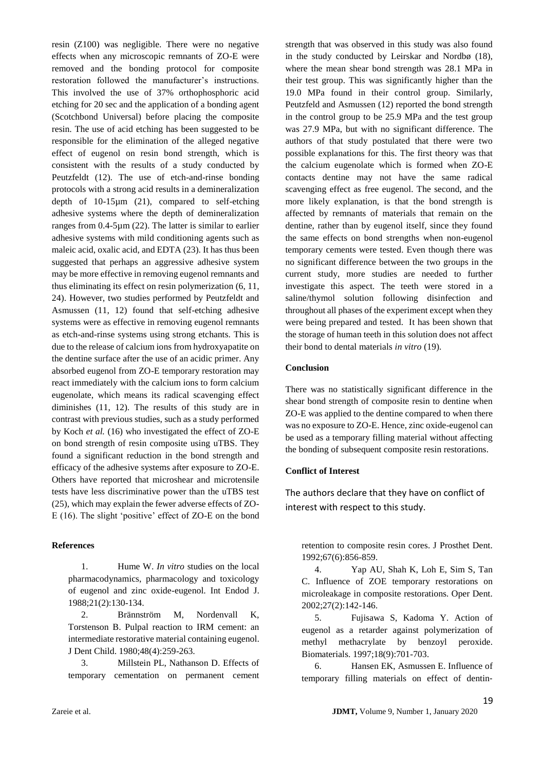resin (Z100) was negligible. There were no negative effects when any microscopic remnants of ZO-E were removed and the bonding protocol for composite restoration followed the manufacturer's instructions. This involved the use of 37% orthophosphoric acid etching for 20 sec and the application of a bonding agent (Scotchbond Universal) before placing the composite resin. The use of acid etching has been suggested to be responsible for the elimination of the alleged negative effect of eugenol on resin bond strength, which is consistent with the results of a study conducted by Peutzfeldt (12). The use of etch-and-rinse bonding protocols with a strong acid results in a demineralization depth of 10-15µm (21), compared to self-etching adhesive systems where the depth of demineralization ranges from 0.4-5µm (22). The latter is similar to earlier adhesive systems with mild conditioning agents such as maleic acid, oxalic acid, and EDTA (23). It has thus been suggested that perhaps an aggressive adhesive system may be more effective in removing eugenol remnants and thus eliminating its effect on resin polymerization (6, 11, 24). However, two studies performed by Peutzfeldt and Asmussen (11, 12) found that self-etching adhesive systems were as effective in removing eugenol remnants as etch-and-rinse systems using strong etchants. This is due to the release of calcium ions from hydroxyapatite on the dentine surface after the use of an acidic primer. Any absorbed eugenol from ZO-E temporary restoration may react immediately with the calcium ions to form calcium eugenolate, which means its radical scavenging effect diminishes (11, 12). The results of this study are in contrast with previous studies, such as a study performed by Koch *et al.* (16) who investigated the effect of ZO-E on bond strength of resin composite using uTBS. They found a significant reduction in the bond strength and efficacy of the adhesive systems after exposure to ZO-E. Others have reported that microshear and microtensile tests have less discriminative power than the uTBS test (25), which may explain the fewer adverse effects of ZO-E (16). The slight 'positive' effect of ZO-E on the bond strength that was observed in this study was also found in the study conducted by Leirskar and Nordbø (18), where the mean shear bond strength was 28.1 MPa in their test group. This was significantly higher than the 19.0 MPa found in their control group. Similarly, Peutzfeld and Asmussen (12) reported the bond strength in the control group to be 25.9 MPa and the test group was 27.9 MPa, but with no significant difference. The authors of that study postulated that there were two possible explanations for this. The first theory was that the calcium eugenolate which is formed when ZO-E contacts dentine may not have the same radical scavenging effect as free eugenol. The second, and the more likely explanation, is that the bond strength is affected by remnants of materials that remain on the dentine, rather than by eugenol itself, since they found the same effects on bond strengths when non-eugenol temporary cements were tested. Even though there was no significant difference between the two groups in the current study, more studies are needed to further investigate this aspect. The teeth were stored in a saline/thymol solution following disinfection and throughout all phases of the experiment except when they were being prepared and tested. It has been shown that the storage of human teeth in this solution does not affect their bond to dental materials *in vitro* (19).

**Conclusion**

There was no statistically significant difference in the shear bond strength of composite resin to dentine when ZO-E was applied to the dentine compared to when there was no exposure to ZO-E. Hence, zinc oxide-eugenol can be used as a temporary filling material without affecting the bonding of subsequent composite resin restorations.

**Conflict of Interest**

The authors declare that they have on conflict of interest with respect to this study.

**References**

1. Hume W. *In vitro* studies on the local pharmacodynamics, pharmacology and toxicology of eugenol and zinc oxide-eugenol. Int Endod J. 1988;21(2):130-134.
2. Brännström M, Nordenvall K, Torstenson B. Pulpal reaction to IRM cement: an intermediate restorative material containing eugenol. J Dent Child. 1980;48(4):259-263.
3. Millstein PL, Nathanson D. Effects of temporary cementation on permanent cement retention to composite resin cores. J Prosthet Dent. 1992;67(6):856-859.
4. Yap AU, Shah K, Loh E, Sim S, Tan C. Influence of ZOE temporary restorations on microleakage in composite restorations. Oper Dent. 2002;27(2):142-146.
5. Fujisawa S, Kadoma Y. Action of eugenol as a retarder against polymerization of methyl methacrylate by benzoyl peroxide. Biomaterials. 1997;18(9):701-703.
6. Hansen EK, Asmussen E. Influence of temporary filling materials on effect of dentin-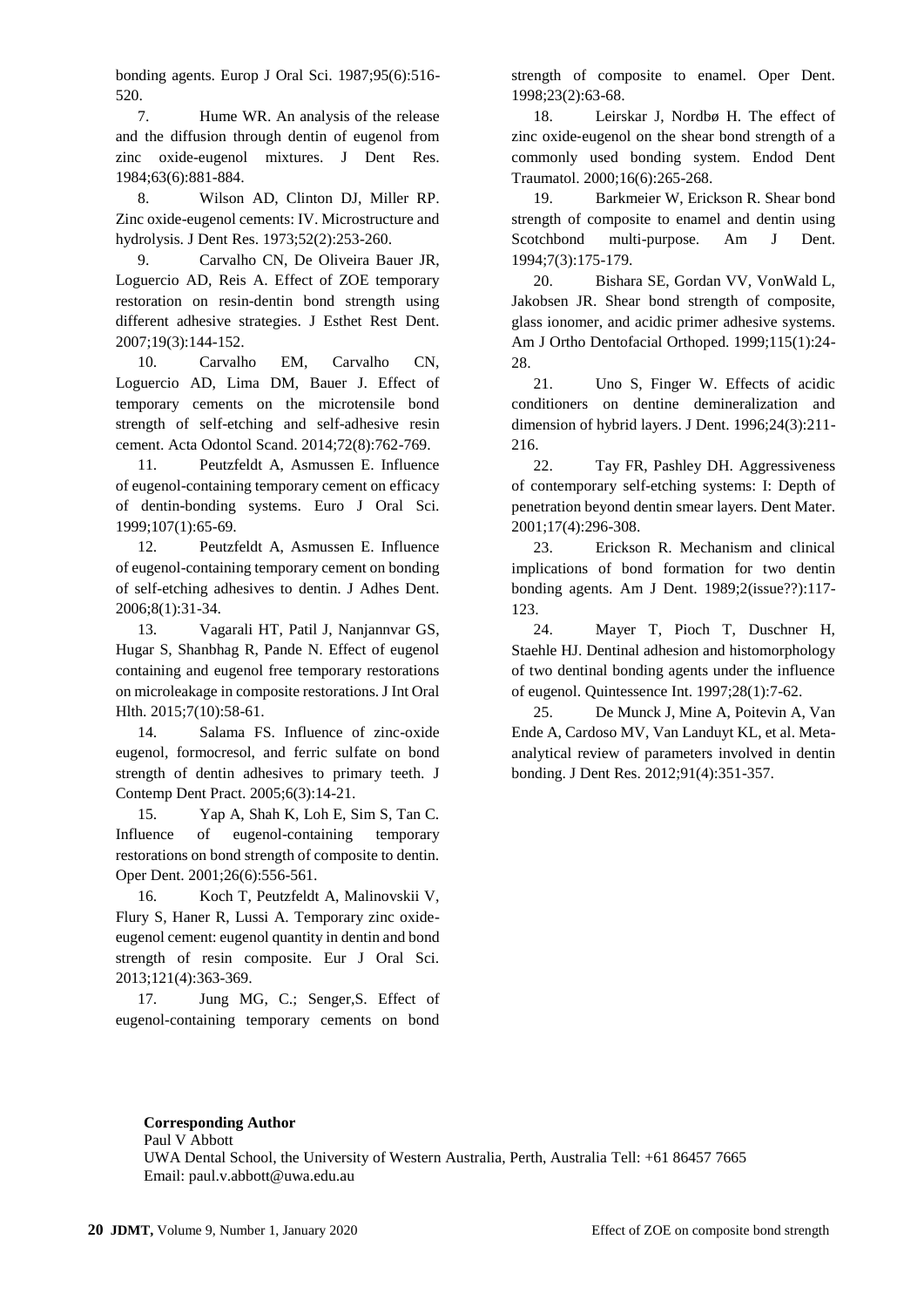bonding agents. Europ J Oral Sci. 1987;95(6):516-520.

7. Hume WR. An analysis of the release and the diffusion through dentin of eugenol from zinc oxide-eugenol mixtures. J Dent Res. 1984;63(6):881-884.

8. Wilson AD, Clinton DJ, Miller RP. Zinc oxide-eugenol cements: IV. Microstructure and hydrolysis. J Dent Res. 1973;52(2):253-260.

9. Carvalho CN, De Oliveira Bauer JR, Loguercio AD, Reis A. Effect of ZOE temporary restoration on resin-dentin bond strength using different adhesive strategies. J Esthet Rest Dent. 2007;19(3):144-152.

10. Carvalho EM, Carvalho CN, Loguercio AD, Lima DM, Bauer J. Effect of temporary cements on the microtensile bond strength of self-etching and self-adhesive resin cement. Acta Odontol Scand. 2014;72(8):762-769.

11. Peutzfeldt A, Asmussen E. Influence of eugenol-containing temporary cement on efficacy of dentin-bonding systems. Euro J Oral Sci. 1999;107(1):65-69.

12. Peutzfeldt A, Asmussen E. Influence of eugenol-containing temporary cement on bonding of self-etching adhesives to dentin. J Adhes Dent. 2006;8(1):31-34.

13. Vagarali HT, Patil J, Nanjannvar GS, Hugar S, Shanbhag R, Pande N. Effect of eugenol containing and eugenol free temporary restorations on microleakage in composite restorations. J Int Oral Hlth. 2015;7(10):58-61.

14. Salama FS. Influence of zinc-oxide eugenol, formocresol, and ferric sulfate on bond strength of dentin adhesives to primary teeth. J Contemp Dent Pract. 2005;6(3):14-21.

15. Yap A, Shah K, Loh E, Sim S, Tan C. Influence of eugenol-containing temporary restorations on bond strength of composite to dentin. Oper Dent. 2001;26(6):556-561.

16. Koch T, Peutzfeldt A, Malinovskii V, Flury S, Haner R, Lussi A. Temporary zinc oxide-eugenol cement: eugenol quantity in dentin and bond strength of resin composite. Eur J Oral Sci. 2013;121(4):363-369.

17. Jung MG, C.; Senger,S. Effect of eugenol-containing temporary cements on bond strength of composite to enamel. Oper Dent. 1998;23(2):63-68.

18. Leirskar J, Nordbø H. The effect of zinc oxide-eugenol on the shear bond strength of a commonly used bonding system. Endod Dent Traumatol. 2000;16(6):265-268.

19. Barkmeier W, Erickson R. Shear bond strength of composite to enamel and dentin using Scotchbond multi-purpose. Am J Dent. 1994;7(3):175-179.

20. Bishara SE, Gordan VV, VonWald L, Jakobsen JR. Shear bond strength of composite, glass ionomer, and acidic primer adhesive systems. Am J Ortho Dentofacial Orthoped. 1999;115(1):24-28.

21. Uno S, Finger W. Effects of acidic conditioners on dentine demineralization and dimension of hybrid layers. J Dent. 1996;24(3):211-216.

22. Tay FR, Pashley DH. Aggressiveness of contemporary self-etching systems: I: Depth of penetration beyond dentin smear layers. Dent Mater. 2001;17(4):296-308.

23. Erickson R. Mechanism and clinical implications of bond formation for two dentin bonding agents. Am J Dent. 1989;2(issue??):117-123.

24. Mayer T, Pioch T, Duschner H, Staehle HJ. Dentinal adhesion and histomorphology of two dentinal bonding agents under the influence of eugenol. Quintessence Int. 1997;28(1):7-62.

25. De Munck J, Mine A, Poitevin A, Van Ende A, Cardoso MV, Van Landuyt KL, et al. Meta-analytical review of parameters involved in dentin bonding. J Dent Res. 2012;91(4):351-357.

**Corresponding Author**
Paul V Abbott
UWA Dental School, the University of Western Australia, Perth, Australia Tell: +61 86457 7665
Email: paul.v.abbott@uwa.edu.au